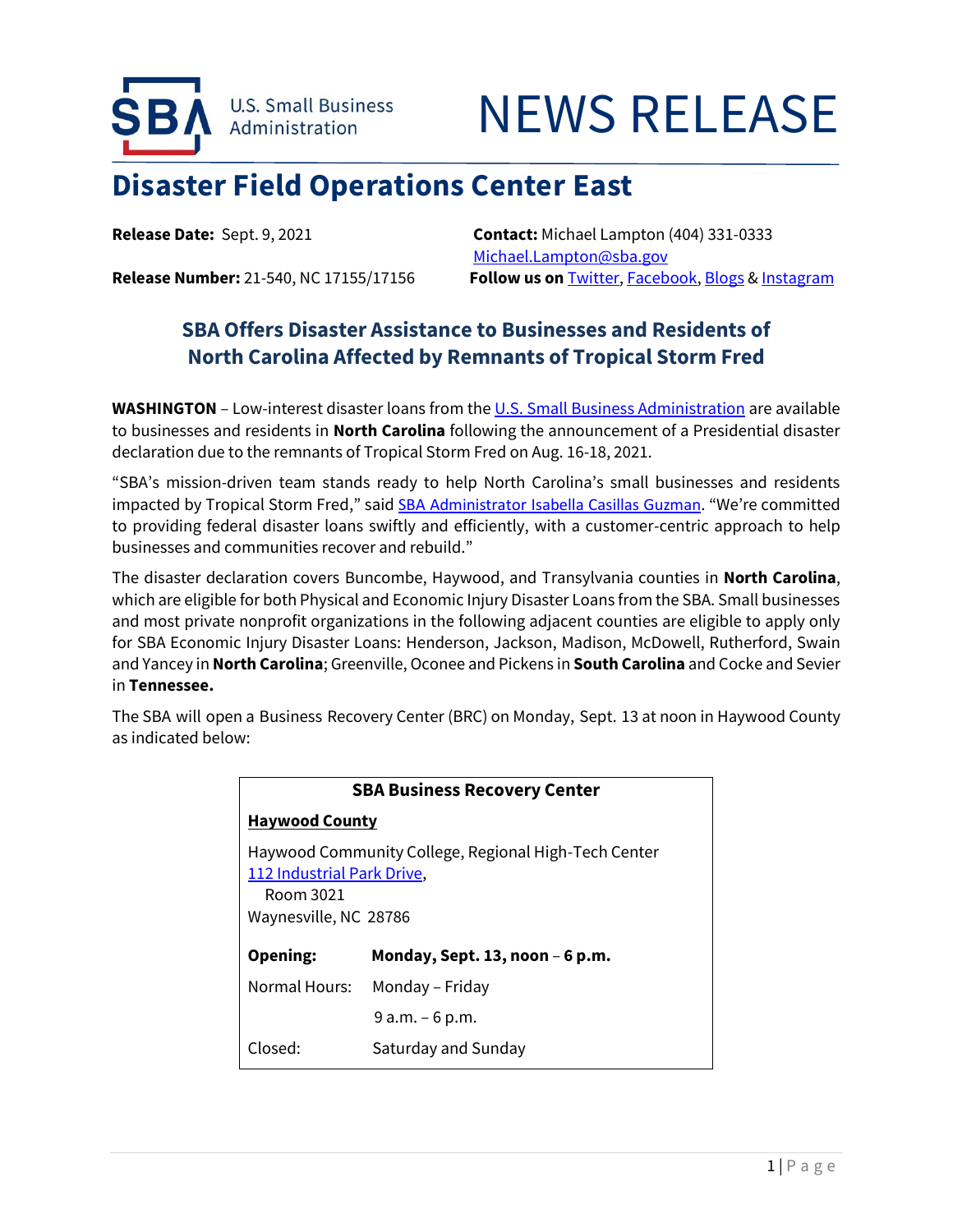U.S. Small Business Administration

# NEWS RELEASE

## Disaster Field Operations Center East

**Release Date:** Sept. 9, 2021

**Contact:** Michael Lampton (404) 331-0333
Michael.Lampton@sba.gov

**Release Number:** 21-540, NC 17155/17156

**Follow us on** Twitter, Facebook, Blogs & Instagram

### SBA Offers Disaster Assistance to Businesses and Residents of North Carolina Affected by Remnants of Tropical Storm Fred

**WASHINGTON** – Low-interest disaster loans from the U.S. Small Business Administration are available to businesses and residents in **North Carolina** following the announcement of a Presidential disaster declaration due to the remnants of Tropical Storm Fred on Aug. 16-18, 2021.

"SBA's mission-driven team stands ready to help North Carolina's small businesses and residents impacted by Tropical Storm Fred," said SBA Administrator Isabella Casillas Guzman. "We're committed to providing federal disaster loans swiftly and efficiently, with a customer-centric approach to help businesses and communities recover and rebuild."

The disaster declaration covers Buncombe, Haywood, and Transylvania counties in **North Carolina**, which are eligible for both Physical and Economic Injury Disaster Loans from the SBA. Small businesses and most private nonprofit organizations in the following adjacent counties are eligible to apply only for SBA Economic Injury Disaster Loans: Henderson, Jackson, Madison, McDowell, Rutherford, Swain and Yancey in **North Carolina**; Greenville, Oconee and Pickens in **South Carolina** and Cocke and Sevier in **Tennessee.**

The SBA will open a Business Recovery Center (BRC) on Monday, Sept. 13 at noon in Haywood County as indicated below:

| **SBA Business Recovery Center** | |
|---|---|
| **Haywood County** | |
| Haywood Community College, Regional High-Tech Center<br>112 Industrial Park Drive,<br>Room 3021<br>Waynesville, NC 28786 | |
| **Opening:** | **Monday, Sept. 13, noon – 6 p.m.** |
| Normal Hours: | Monday – Friday<br>9 a.m. – 6 p.m. |
| Closed: | Saturday and Sunday |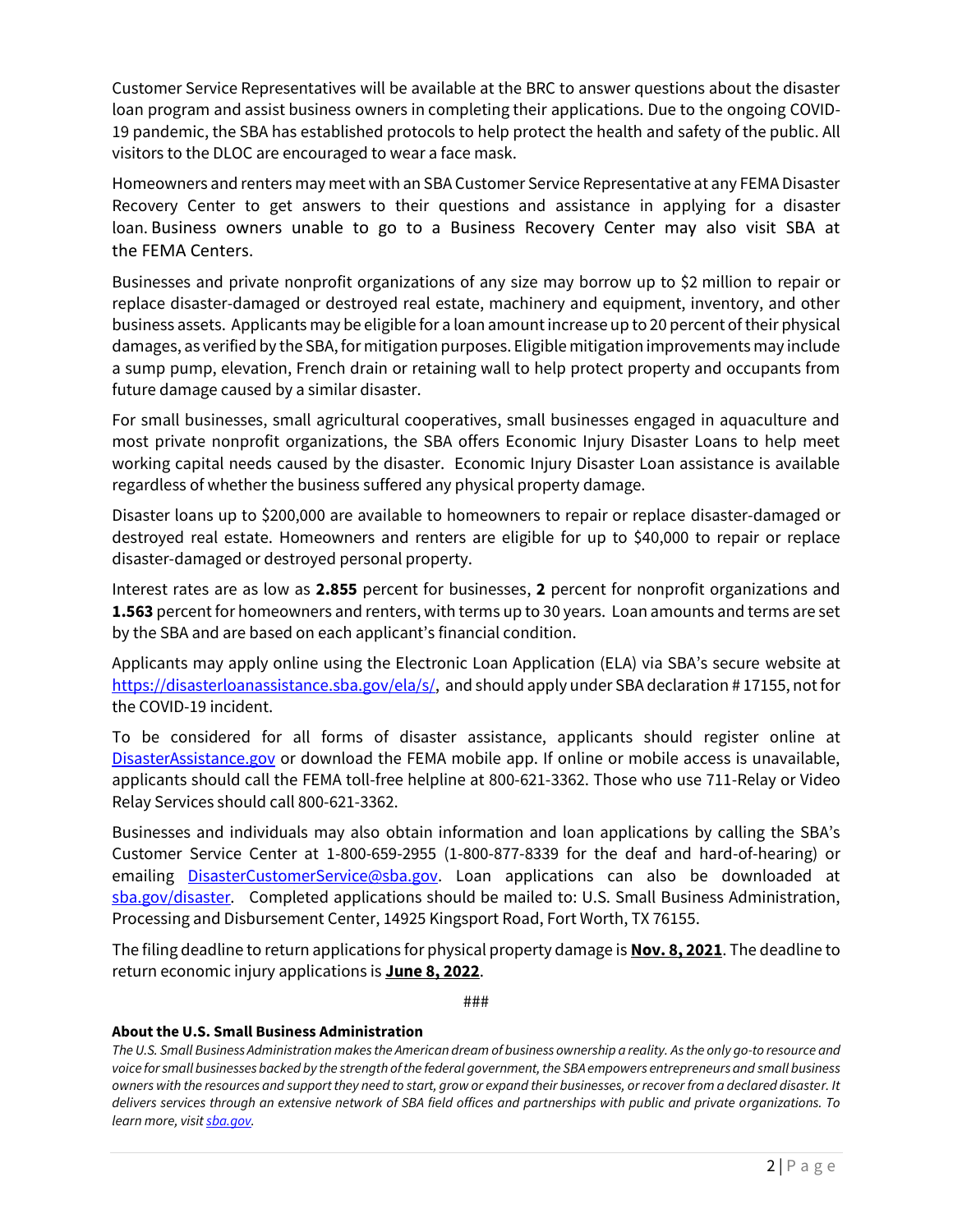Customer Service Representatives will be available at the BRC to answer questions about the disaster loan program and assist business owners in completing their applications. Due to the ongoing COVID-19 pandemic, the SBA has established protocols to help protect the health and safety of the public. All visitors to the DLOC are encouraged to wear a face mask.

Homeowners and renters may meet with an SBA Customer Service Representative at any FEMA Disaster Recovery Center to get answers to their questions and assistance in applying for a disaster loan. Business owners unable to go to a Business Recovery Center may also visit SBA at the FEMA Centers.

Businesses and private nonprofit organizations of any size may borrow up to $2 million to repair or replace disaster-damaged or destroyed real estate, machinery and equipment, inventory, and other business assets. Applicants may be eligible for a loan amount increase up to 20 percent of their physical damages, as verified by the SBA, for mitigation purposes. Eligible mitigation improvements may include a sump pump, elevation, French drain or retaining wall to help protect property and occupants from future damage caused by a similar disaster.

For small businesses, small agricultural cooperatives, small businesses engaged in aquaculture and most private nonprofit organizations, the SBA offers Economic Injury Disaster Loans to help meet working capital needs caused by the disaster. Economic Injury Disaster Loan assistance is available regardless of whether the business suffered any physical property damage.

Disaster loans up to $200,000 are available to homeowners to repair or replace disaster-damaged or destroyed real estate. Homeowners and renters are eligible for up to $40,000 to repair or replace disaster-damaged or destroyed personal property.

Interest rates are as low as **2.855** percent for businesses, **2** percent for nonprofit organizations and **1.563** percent for homeowners and renters, with terms up to 30 years. Loan amounts and terms are set by the SBA and are based on each applicant's financial condition.

Applicants may apply online using the Electronic Loan Application (ELA) via SBA's secure website at [https://disasterloanassistance.sba.gov/ela/s/](https://disasterloanassistance.sba.gov/ela/s/), and should apply under SBA declaration # 17155, not for the COVID-19 incident.

To be considered for all forms of disaster assistance, applicants should register online at [DisasterAssistance.gov](https://DisasterAssistance.gov) or download the FEMA mobile app. If online or mobile access is unavailable, applicants should call the FEMA toll-free helpline at 800-621-3362. Those who use 711-Relay or Video Relay Services should call 800-621-3362.

Businesses and individuals may also obtain information and loan applications by calling the SBA's Customer Service Center at 1-800-659-2955 (1-800-877-8339 for the deaf and hard-of-hearing) or emailing [DisasterCustomerService@sba.gov](mailto:DisasterCustomerService@sba.gov). Loan applications can also be downloaded at [sba.gov/disaster](https://sba.gov/disaster). Completed applications should be mailed to: U.S. Small Business Administration, Processing and Disbursement Center, 14925 Kingsport Road, Fort Worth, TX 76155.

The filing deadline to return applications for physical property damage is **Nov. 8, 2021**. The deadline to return economic injury applications is **June 8, 2022**.

###

**About the U.S. Small Business Administration**

*The U.S. Small Business Administration makes the American dream of business ownership a reality. As the only go-to resource and voice for small businesses backed by the strength of the federal government, the SBA empowers entrepreneurs and small business owners with the resources and support they need to start, grow or expand their businesses, or recover from a declared disaster. It delivers services through an extensive network of SBA field offices and partnerships with public and private organizations. To learn more, visit [sba.gov](https://sba.gov).*